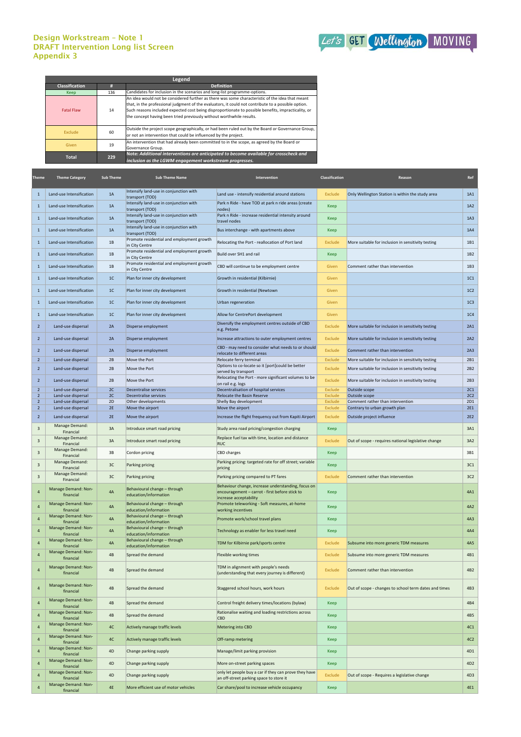# Design Workstream – Note 1
## DRAFT Intervention Long list Screen
## Appendix 3

| Legend | | |
|---|---|---|
| **Classification** | **#** | **Definition** |
| Keep | 136 | Candidates for inclusion in the scenarios and long-list programme-options. |
| Fatal Flaw | 14 | An idea would not be considered further as there was some characteristic of the idea that meant that, in the professional judgment of the evaluators, it could not contribute to a possible option. Such reasons included expected cost being disproportionate to possible benefits, impracticality, or the concept having been tried previously without worthwhile results. |
| Exclude | 60 | Outside the project scope geographically, or had been ruled out by the Board or Governance Group, or not an intervention that could be influenced by the project. |
| Given | 19 | An intervention that had already been committed to in the scope, as agreed by the Board or Governance Group. |
| **Total** | **229** | ***Note: Additional interventions are anticipated to become available for crosscheck and inclusion as the LGWM engagement workstream progresses.*** |

| Theme | Theme Category | Sub Theme | Sub Theme Name | Intervention | Classification | Reason | Ref |
|---|---|---|---|---|---|---|---|
| 1 | Land-use Intensification | 1A | Intensify land-use in conjunction with transport (TOD) | Land use - intensify residential around stations | Exclude | Only Wellington Station is within the study area | 1A1 |
| 1 | Land-use Intensification | 1A | Intensify land-use in conjunction with transport (TOD) | Park n Ride - have TOD at park n ride areas (create nodes) | Keep | | 1A2 |
| 1 | Land-use Intensification | 1A | Intensify land-use in conjunction with transport (TOD) | Park n Ride - increase residential intensity around travel nodes | Keep | | 1A3 |
| 1 | Land-use Intensification | 1A | Intensify land-use in conjunction with transport (TOD) | Bus interchange - with apartments above | Keep | | 1A4 |
| 1 | Land-use Intensification | 1B | Promote residential and employment growth in City Centre | Relocating the Port - reallocation of Port land | Exclude | More suitable for inclusion in sensitivity testing | 1B1 |
| 1 | Land-use Intensification | 1B | Promote residential and employment growth in City Centre | Build over SH1 and rail | Keep | | 1B2 |
| 1 | Land-use Intensification | 1B | Promote residential and employment growth in City Centre | CBD will continue to be employment centre | Given | Comment rather than intervention | 1B3 |
| 1 | Land-use Intensification | 1C | Plan for inner city development | Growth in residential (Kilbirnie) | Given | | 1C1 |
| 1 | Land-use Intensification | 1C | Plan for inner city development | Growth in residential (Newtown | Given | | 1C2 |
| 1 | Land-use Intensification | 1C | Plan for inner city development | Urban regeneration | Given | | 1C3 |
| 1 | Land-use Intensification | 1C | Plan for inner city development | Allow for CentrePort development | Given | | 1C4 |
| 2 | Land-use dispersal | 2A | Disperse employment | Diversify the employment centres outside of CBD e.g. Petone | Exclude | More suitable for inclusion in sensitivity testing | 2A1 |
| 2 | Land-use dispersal | 2A | Disperse employment | Increase attractions to outer employment centres | Exclude | More suitable for inclusion in sensitivity testing | 2A2 |
| 2 | Land-use dispersal | 2A | Disperse employment | CBD - may need to consider what needs to or should relocate to different areas | Exclude | Comment rather than intervention | 2A3 |
| 2 | Land-use dispersal | 2B | Move the Port | Relocate ferry terminal | Exclude | More suitable for inclusion in sensitivity testing | 2B1 |
| 2 | Land-use dispersal | 2B | Move the Port | Options to co-locate so it [port]could be better served by transport | Exclude | More suitable for inclusion in sensitivity testing | 2B2 |
| 2 | Land-use dispersal | 2B | Move the Port | Relocating the Port - more significant volumes to be on rail e.g. logs | Exclude | More suitable for inclusion in sensitivity testing | 2B3 |
| 2 | Land-use dispersal | 2C | Decentralise services | Decentralisation of hospital services | Exclude | Outside scope | 2C1 |
| 2 | Land-use dispersal | 2C | Decentralise services | Relocate the Basin Reserve | Exclude | Outside scope | 2C2 |
| 2 | Land-use dispersal | 2D | Other developments | Shelly Bay development | Exclude | Comment rather than intervention | 2D1 |
| 2 | Land-use dispersal | 2E | Move the airport | Move the airport | Exclude | Contrary to urban growth plan | 2E1 |
| 2 | Land-use dispersal | 2E | Move the airport | Increase the flight frequency out from Kapiti Airport | Exclude | Outside project influence | 2E2 |
| 3 | Manage Demand: Financial | 3A | Introduce smart road pricing | Study area road pricing/congestion charging | Keep | | 3A1 |
| 3 | Manage Demand: Financial | 3A | Introduce smart road pricing | Replace fuel tax with time, location and distance RUC | Exclude | Out of scope - requires national legislative change | 3A2 |
| 3 | Manage Demand: Financial | 3B | Cordon pricing | CBD charges | Keep | | 3B1 |
| 3 | Manage Demand: Financial | 3C | Parking pricing | Parking pricing: targeted rate for off street; variable pricing | Keep | | 3C1 |
| 3 | Manage Demand: Financial | 3C | Parking pricing | Parking pricing compared to PT fares | Exclude | Comment rather than intervention | 3C2 |
| 4 | Manage Demand: Non-financial | 4A | Behavioural change – through education/information | Behaviour change, increase understanding, focus on encouragement – carrot - first before stick to increase acceptability | Keep | | 4A1 |
| 4 | Manage Demand: Non-financial | 4A | Behavioural change – through education/information | Promote teleworking - Soft measures, at-home working incentives | Keep | | 4A2 |
| 4 | Manage Demand: Non-financial | 4A | Behavioural change – through education/information | Promote work/school travel plans | Keep | | 4A3 |
| 4 | Manage Demand: Non-financial | 4A | Behavioural change – through education/information | Technology as enabler for less travel need | Keep | | 4A4 |
| 4 | Manage Demand: Non-financial | 4A | Behavioural change – through education/information | TDM for Kilbirnie park/sports centre | Exclude | Subsume into more generic TDM measures | 4A5 |
| 4 | Manage Demand: Non-financial | 4B | Spread the demand | Flexible working times | Exclude | Subsume into more generic TDM measures | 4B1 |
| 4 | Manage Demand: Non-financial | 4B | Spread the demand | TDM in alignment with people's needs (understanding that every journey is different) | Exclude | Comment rather than intervention | 4B2 |
| 4 | Manage Demand: Non-financial | 4B | Spread the demand | Staggered school hours, work hours | Exclude | Out of scope - changes to school term dates and times | 4B3 |
| 4 | Manage Demand: Non-financial | 4B | Spread the demand | Control freight delivery times/locations (bylaw) | Keep | | 4B4 |
| 4 | Manage Demand: Non-financial | 4B | Spread the demand | Rationalise waiting and loading restrictions across CBD | Keep | | 4B5 |
| 4 | Manage Demand: Non-financial | 4C | Actively manage traffic levels | Metering into CBD | Keep | | 4C1 |
| 4 | Manage Demand: Non-financial | 4C | Actively manage traffic levels | Off-ramp metering | Keep | | 4C2 |
| 4 | Manage Demand: Non-financial | 4D | Change parking supply | Manage/limit parking provision | Keep | | 4D1 |
| 4 | Manage Demand: Non-financial | 4D | Change parking supply | More on-street parking spaces | Keep | | 4D2 |
| 4 | Manage Demand: Non-financial | 4D | Change parking supply | only let people buy a car if they can prove they have an off-street parking space to store it | Exclude | Out of scope - Requires a legislative change | 4D3 |
| 4 | Manage Demand: Non-financial | 4E | More efficient use of motor vehicles | Car share/pool to increase vehicle occupancy | Keep | | 4E1 |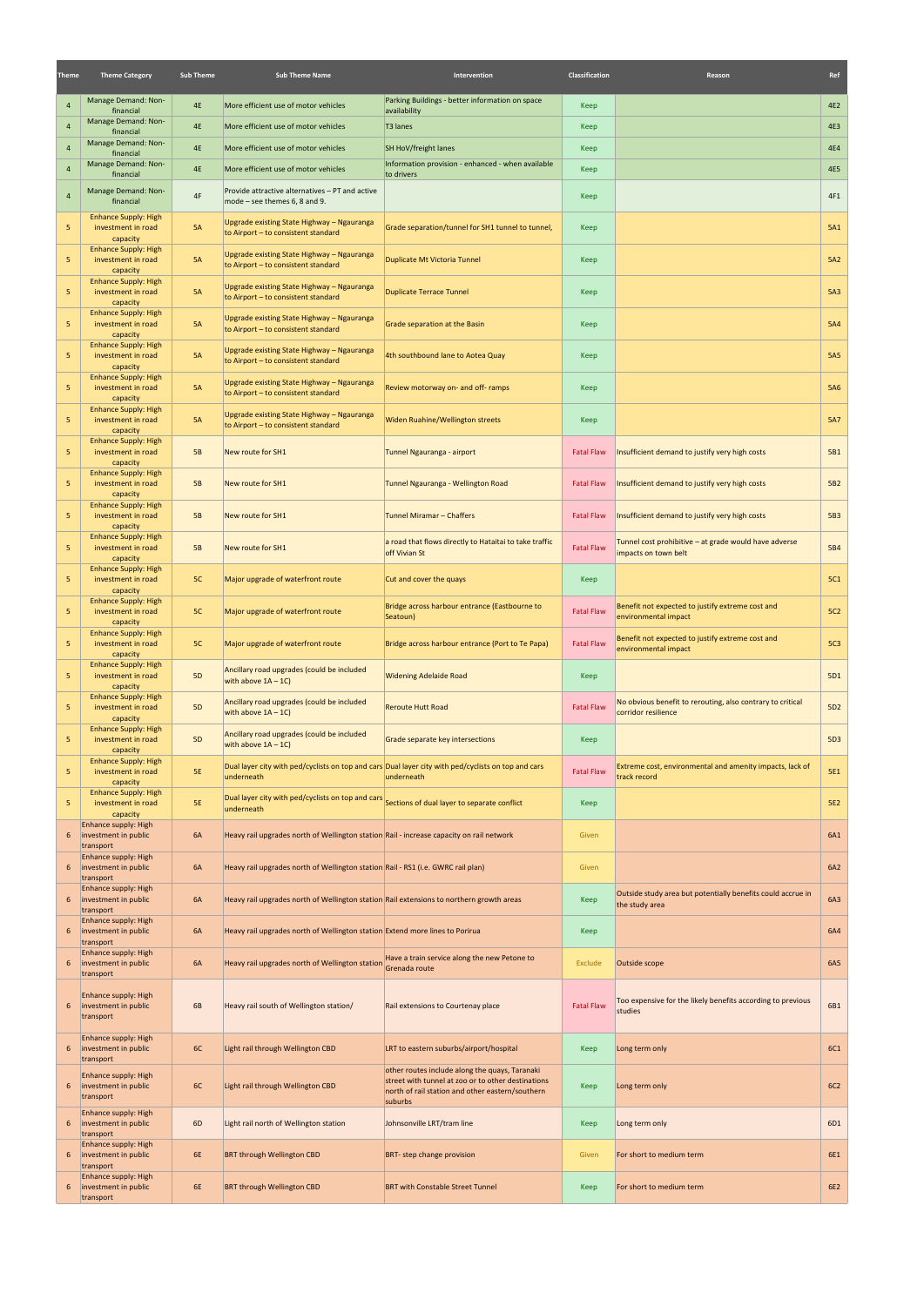| Theme | Theme Category | Sub Theme | Sub Theme Name | Intervention | Classification | Reason | Ref |
|---|---|---|---|---|---|---|---|
| 4 | Manage Demand: Non-financial | 4E | More efficient use of motor vehicles | Parking Buildings - better information on space availability | Keep | | 4E2 |
| 4 | Manage Demand: Non-financial | 4E | More efficient use of motor vehicles | T3 lanes | Keep | | 4E3 |
| 4 | Manage Demand: Non-financial | 4E | More efficient use of motor vehicles | SH HoV/freight lanes | Keep | | 4E4 |
| 4 | Manage Demand: Non-financial | 4E | More efficient use of motor vehicles | Information provision - enhanced - when available to drivers | Keep | | 4E5 |
| 4 | Manage Demand: Non-financial | 4F | Provide attractive alternatives – PT and active mode – see themes 6, 8 and 9. | | Keep | | 4F1 |
| 5 | Enhance Supply: High investment in road capacity | 5A | Upgrade existing State Highway – Ngauranga to Airport – to consistent standard | Grade separation/tunnel for SH1 tunnel to tunnel, | Keep | | 5A1 |
| 5 | Enhance Supply: High investment in road capacity | 5A | Upgrade existing State Highway – Ngauranga to Airport – to consistent standard | Duplicate Mt Victoria Tunnel | Keep | | 5A2 |
| 5 | Enhance Supply: High investment in road capacity | 5A | Upgrade existing State Highway – Ngauranga to Airport – to consistent standard | Duplicate Terrace Tunnel | Keep | | 5A3 |
| 5 | Enhance Supply: High investment in road capacity | 5A | Upgrade existing State Highway – Ngauranga to Airport – to consistent standard | Grade separation at the Basin | Keep | | 5A4 |
| 5 | Enhance Supply: High investment in road capacity | 5A | Upgrade existing State Highway – Ngauranga to Airport – to consistent standard | 4th southbound lane to Aotea Quay | Keep | | 5A5 |
| 5 | Enhance Supply: High investment in road capacity | 5A | Upgrade existing State Highway – Ngauranga to Airport – to consistent standard | Review motorway on- and off- ramps | Keep | | 5A6 |
| 5 | Enhance Supply: High investment in road capacity | 5A | Upgrade existing State Highway – Ngauranga to Airport – to consistent standard | Widen Ruahine/Wellington streets | Keep | | 5A7 |
| 5 | Enhance Supply: High investment in road capacity | 5B | New route for SH1 | Tunnel Ngauranga - airport | Fatal Flaw | Insufficient demand to justify very high costs | 5B1 |
| 5 | Enhance Supply: High investment in road capacity | 5B | New route for SH1 | Tunnel Ngauranga - Wellington Road | Fatal Flaw | Insufficient demand to justify very high costs | 5B2 |
| 5 | Enhance Supply: High investment in road capacity | 5B | New route for SH1 | Tunnel Miramar – Chaffers | Fatal Flaw | Insufficient demand to justify very high costs | 5B3 |
| 5 | Enhance Supply: High investment in road capacity | 5B | New route for SH1 | a road that flows directly to Hataitai to take traffic off Vivian St | Fatal Flaw | Tunnel cost prohibitive – at grade would have adverse impacts on town belt | 5B4 |
| 5 | Enhance Supply: High investment in road capacity | 5C | Major upgrade of waterfront route | Cut and cover the quays | Keep | | 5C1 |
| 5 | Enhance Supply: High investment in road capacity | 5C | Major upgrade of waterfront route | Bridge across harbour entrance (Eastbourne to Seatoun) | Fatal Flaw | Benefit not expected to justify extreme cost and environmental impact | 5C2 |
| 5 | Enhance Supply: High investment in road capacity | 5C | Major upgrade of waterfront route | Bridge across harbour entrance (Port to Te Papa) | Fatal Flaw | Benefit not expected to justify extreme cost and environmental impact | 5C3 |
| 5 | Enhance Supply: High investment in road capacity | 5D | Ancillary road upgrades (could be included with above 1A – 1C) | Widening Adelaide Road | Keep | | 5D1 |
| 5 | Enhance Supply: High investment in road capacity | 5D | Ancillary road upgrades (could be included with above 1A – 1C) | Reroute Hutt Road | Fatal Flaw | No obvious benefit to rerouting, also contrary to critical corridor resilience | 5D2 |
| 5 | Enhance Supply: High investment in road capacity | 5D | Ancillary road upgrades (could be included with above 1A – 1C) | Grade separate key intersections | Keep | | 5D3 |
| 5 | Enhance Supply: High investment in road capacity | 5E | Dual layer city with ped/cyclists on top and cars underneath | Dual layer city with ped/cyclists on top and cars underneath | Fatal Flaw | Extreme cost, environmental and amenity impacts, lack of track record | 5E1 |
| 5 | Enhance Supply: High investment in road capacity | 5E | Dual layer city with ped/cyclists on top and cars underneath | Sections of dual layer to separate conflict | Keep | | 5E2 |
| 6 | Enhance supply: High investment in public transport | 6A | Heavy rail upgrades north of Wellington station | Rail - increase capacity on rail network | Given | | 6A1 |
| 6 | Enhance supply: High investment in public transport | 6A | Heavy rail upgrades north of Wellington station | Rail - RS1 (i.e. GWRC rail plan) | Given | | 6A2 |
| 6 | Enhance supply: High investment in public transport | 6A | Heavy rail upgrades north of Wellington station | Rail extensions to northern growth areas | Keep | Outside study area but potentially benefits could accrue in the study area | 6A3 |
| 6 | Enhance supply: High investment in public transport | 6A | Heavy rail upgrades north of Wellington station | Extend more lines to Porirua | Keep | | 6A4 |
| 6 | Enhance supply: High investment in public transport | 6A | Heavy rail upgrades north of Wellington station | Have a train service along the new Petone to Grenada route | Exclude | Outside scope | 6A5 |
| 6 | Enhance supply: High investment in public transport | 6B | Heavy rail south of Wellington station/ | Rail extensions to Courtenay place | Fatal Flaw | Too expensive for the likely benefits according to previous studies | 6B1 |
| 6 | Enhance supply: High investment in public transport | 6C | Light rail through Wellington CBD | LRT to eastern suburbs/airport/hospital | Keep | Long term only | 6C1 |
| 6 | Enhance supply: High investment in public transport | 6C | Light rail through Wellington CBD | other routes include along the quays, Taranaki street with tunnel at zoo or to other destinations north of rail station and other eastern/southern suburbs | Keep | Long term only | 6C2 |
| 6 | Enhance supply: High investment in public transport | 6D | Light rail north of Wellington station | Johnsonville LRT/tram line | Keep | Long term only | 6D1 |
| 6 | Enhance supply: High investment in public transport | 6E | BRT through Wellington CBD | BRT- step change provision | Given | For short to medium term | 6E1 |
| 6 | Enhance supply: High investment in public transport | 6E | BRT through Wellington CBD | BRT with Constable Street Tunnel | Keep | For short to medium term | 6E2 |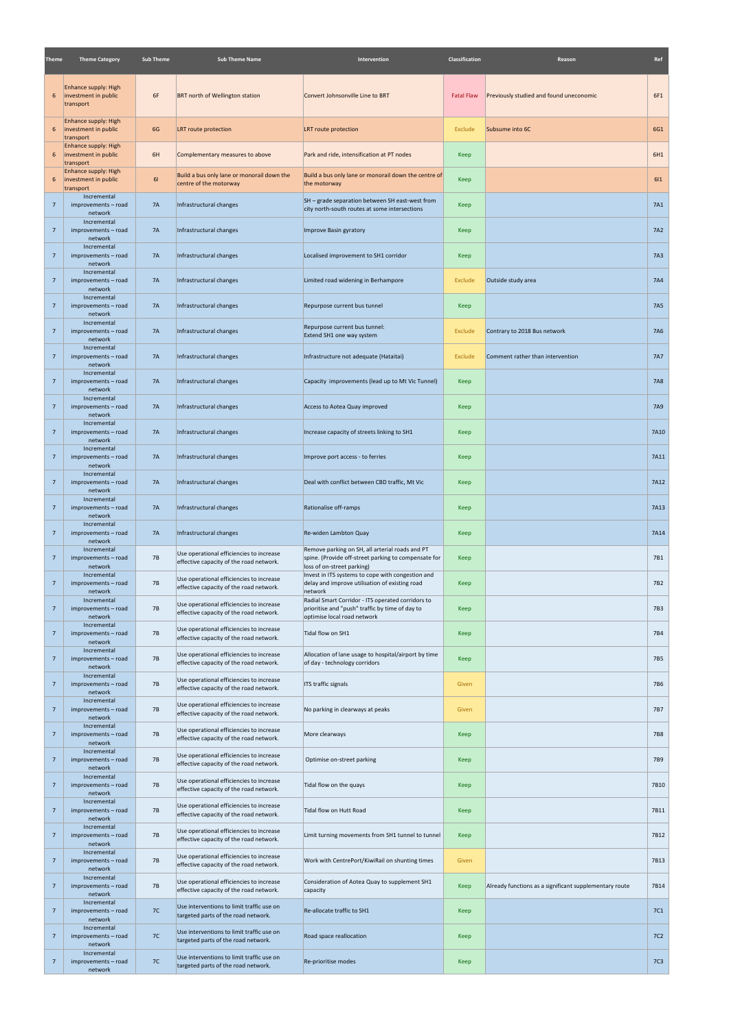| Theme | Theme Category | Sub Theme | Sub Theme Name | Intervention | Classification | Reason | Ref |
|---|---|---|---|---|---|---|---|
| 6 | Enhance supply: High investment in public transport | 6F | BRT north of Wellington station | Convert Johnsonville Line to BRT | Fatal Flaw | Previously studied and found uneconomic | 6F1 |
| 6 | Enhance supply: High investment in public transport | 6G | LRT route protection | LRT route protection | Exclude | Subsume into 6C | 6G1 |
| 6 | Enhance supply: High investment in public transport | 6H | Complementary measures to above | Park and ride, intensification at PT nodes | Keep | | 6H1 |
| 6 | Enhance supply: High investment in public transport | 6I | Build a bus only lane or monorail down the centre of the motorway | Build a bus only lane or monorail down the centre of the motorway | Keep | | 6I1 |
| 7 | Incremental improvements – road network | 7A | Infrastructural changes | SH – grade separation between SH east-west from city north-south routes at some intersections | Keep | | 7A1 |
| 7 | Incremental improvements – road network | 7A | Infrastructural changes | Improve Basin gyratory | Keep | | 7A2 |
| 7 | Incremental improvements – road network | 7A | Infrastructural changes | Localised improvement to SH1 corridor | Keep | | 7A3 |
| 7 | Incremental improvements – road network | 7A | Infrastructural changes | Limited road widening in Berhampore | Exclude | Outside study area | 7A4 |
| 7 | Incremental improvements – road network | 7A | Infrastructural changes | Repurpose current bus tunnel | Keep | | 7A5 |
| 7 | Incremental improvements – road network | 7A | Infrastructural changes | Repurpose current bus tunnel: Extend SH1 one way system | Exclude | Contrary to 2018 Bus network | 7A6 |
| 7 | Incremental improvements – road network | 7A | Infrastructural changes | Infrastructure not adequate (Hataitai) | Exclude | Comment rather than intervention | 7A7 |
| 7 | Incremental improvements – road network | 7A | Infrastructural changes | Capacity improvements (lead up to Mt Vic Tunnel) | Keep | | 7A8 |
| 7 | Incremental improvements – road network | 7A | Infrastructural changes | Access to Aotea Quay improved | Keep | | 7A9 |
| 7 | Incremental improvements – road network | 7A | Infrastructural changes | Increase capacity of streets linking to SH1 | Keep | | 7A10 |
| 7 | Incremental improvements – road network | 7A | Infrastructural changes | Improve port access - to ferries | Keep | | 7A11 |
| 7 | Incremental improvements – road network | 7A | Infrastructural changes | Deal with conflict between CBD traffic, Mt Vic | Keep | | 7A12 |
| 7 | Incremental improvements – road network | 7A | Infrastructural changes | Rationalise off-ramps | Keep | | 7A13 |
| 7 | Incremental improvements – road network | 7A | Infrastructural changes | Re-widen Lambton Quay | Keep | | 7A14 |
| 7 | Incremental improvements – road network | 7B | Use operational efficiencies to increase effective capacity of the road network. | Remove parking on SH, all arterial roads and PT spine. (Provide off-street parking to compensate for loss of on-street parking) | Keep | | 7B1 |
| 7 | Incremental improvements – road network | 7B | Use operational efficiencies to increase effective capacity of the road network. | Invest in ITS systems to cope with congestion and delay and improve utilisation of existing road network | Keep | | 7B2 |
| 7 | Incremental improvements – road network | 7B | Use operational efficiencies to increase effective capacity of the road network. | Radial Smart Corridor - ITS operated corridors to prioritise and "push" traffic by time of day to optimise local road network | Keep | | 7B3 |
| 7 | Incremental improvements – road network | 7B | Use operational efficiencies to increase effective capacity of the road network. | Tidal flow on SH1 | Keep | | 7B4 |
| 7 | Incremental improvements – road network | 7B | Use operational efficiencies to increase effective capacity of the road network. | Allocation of lane usage to hospital/airport by time of day - technology corridors | Keep | | 7B5 |
| 7 | Incremental improvements – road network | 7B | Use operational efficiencies to increase effective capacity of the road network. | ITS traffic signals | Given | | 7B6 |
| 7 | Incremental improvements – road network | 7B | Use operational efficiencies to increase effective capacity of the road network. | No parking in clearways at peaks | Given | | 7B7 |
| 7 | Incremental improvements – road network | 7B | Use operational efficiencies to increase effective capacity of the road network. | More clearways | Keep | | 7B8 |
| 7 | Incremental improvements – road network | 7B | Use operational efficiencies to increase effective capacity of the road network. | Optimise on-street parking | Keep | | 7B9 |
| 7 | Incremental improvements – road network | 7B | Use operational efficiencies to increase effective capacity of the road network. | Tidal flow on the quays | Keep | | 7B10 |
| 7 | Incremental improvements – road network | 7B | Use operational efficiencies to increase effective capacity of the road network. | Tidal flow on Hutt Road | Keep | | 7B11 |
| 7 | Incremental improvements – road network | 7B | Use operational efficiencies to increase effective capacity of the road network. | Limit turning movements from SH1 tunnel to tunnel | Keep | | 7B12 |
| 7 | Incremental improvements – road network | 7B | Use operational efficiencies to increase effective capacity of the road network. | Work with CentrePort/KiwiRail on shunting times | Given | | 7B13 |
| 7 | Incremental improvements – road network | 7B | Use operational efficiencies to increase effective capacity of the road network. | Consideration of Aotea Quay to supplement SH1 capacity | Keep | Already functions as a significant supplementary route | 7B14 |
| 7 | Incremental improvements – road network | 7C | Use interventions to limit traffic use on targeted parts of the road network. | Re-allocate traffic to SH1 | Keep | | 7C1 |
| 7 | Incremental improvements – road network | 7C | Use interventions to limit traffic use on targeted parts of the road network. | Road space reallocation | Keep | | 7C2 |
| 7 | Incremental improvements – road network | 7C | Use interventions to limit traffic use on targeted parts of the road network. | Re-prioritise modes | Keep | | 7C3 |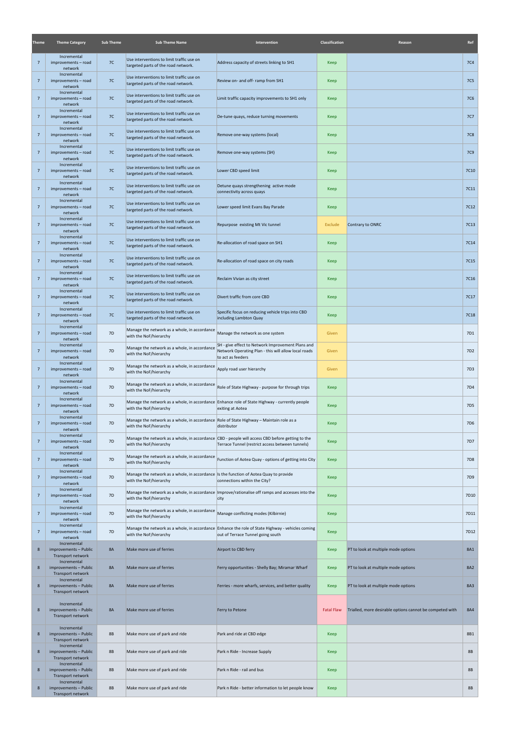| Theme | Theme Category | Sub Theme | Sub Theme Name | Intervention | Classification | Reason | Ref |
|---|---|---|---|---|---|---|---|
| 7 | Incremental improvements – road network | 7C | Use interventions to limit traffic use on targeted parts of the road network. | Address capacity of streets linking to SH1 | Keep | | 7C4 |
| 7 | Incremental improvements – road network | 7C | Use interventions to limit traffic use on targeted parts of the road network. | Review on- and off- ramp from SH1 | Keep | | 7C5 |
| 7 | Incremental improvements – road network | 7C | Use interventions to limit traffic use on targeted parts of the road network. | Limit traffic capacity improvements to SH1 only | Keep | | 7C6 |
| 7 | Incremental improvements – road network | 7C | Use interventions to limit traffic use on targeted parts of the road network. | De-tune quays, reduce turning movements | Keep | | 7C7 |
| 7 | Incremental improvements – road network | 7C | Use interventions to limit traffic use on targeted parts of the road network. | Remove one-way systems (local) | Keep | | 7C8 |
| 7 | Incremental improvements – road network | 7C | Use interventions to limit traffic use on targeted parts of the road network. | Remove one-way systems (SH) | Keep | | 7C9 |
| 7 | Incremental improvements – road network | 7C | Use interventions to limit traffic use on targeted parts of the road network. | Lower CBD speed limit | Keep | | 7C10 |
| 7 | Incremental improvements – road network | 7C | Use interventions to limit traffic use on targeted parts of the road network. | Detune quays strengthening active mode connectivity across quays | Keep | | 7C11 |
| 7 | Incremental improvements – road network | 7C | Use interventions to limit traffic use on targeted parts of the road network. | Lower speed limit Evans Bay Parade | Keep | | 7C12 |
| 7 | Incremental improvements – road network | 7C | Use interventions to limit traffic use on targeted parts of the road network. | Repurpose existing Mt Vic tunnel | Exclude | Contrary to ONRC | 7C13 |
| 7 | Incremental improvements – road network | 7C | Use interventions to limit traffic use on targeted parts of the road network. | Re-allocation of road space on SH1 | Keep | | 7C14 |
| 7 | Incremental improvements – road network | 7C | Use interventions to limit traffic use on targeted parts of the road network. | Re-allocation of road space on city roads | Keep | | 7C15 |
| 7 | Incremental improvements – road network | 7C | Use interventions to limit traffic use on targeted parts of the road network. | Reclaim Vivian as city street | Keep | | 7C16 |
| 7 | Incremental improvements – road network | 7C | Use interventions to limit traffic use on targeted parts of the road network. | Divert traffic from core CBD | Keep | | 7C17 |
| 7 | Incremental improvements – road network | 7C | Use interventions to limit traffic use on targeted parts of the road network. | Specific focus on reducing vehicle trips into CBD including Lambton Quay | Keep | | 7C18 |
| 7 | Incremental improvements – road network | 7D | Manage the network as a whole, in accordance with the NoF/hierarchy | Manage the network as one system | Given | | 7D1 |
| 7 | Incremental improvements – road network | 7D | Manage the network as a whole, in accordance with the NoF/hierarchy | SH - give effect to Network Improvement Plans and Network Operating Plan - this will allow local roads to act as feeders | Given | | 7D2 |
| 7 | Incremental improvements – road network | 7D | Manage the network as a whole, in accordance with the NoF/hierarchy | Apply road user hierarchy | Given | | 7D3 |
| 7 | Incremental improvements – road network | 7D | Manage the network as a whole, in accordance with the NoF/hierarchy | Role of State Highway - purpose for through trips | Keep | | 7D4 |
| 7 | Incremental improvements – road network | 7D | Manage the network as a whole, in accordance with the NoF/hierarchy | Enhance role of State Highway - currently people exiting at Aotea | Keep | | 7D5 |
| 7 | Incremental improvements – road network | 7D | Manage the network as a whole, in accordance with the NoF/hierarchy | Role of State Highway – Maintain role as a distributor | Keep | | 7D6 |
| 7 | Incremental improvements – road network | 7D | Manage the network as a whole, in accordance with the NoF/hierarchy | CBD - people will access CBD before getting to the Terrace Tunnel (restrict access between tunnels) | Keep | | 7D7 |
| 7 | Incremental improvements – road network | 7D | Manage the network as a whole, in accordance with the NoF/hierarchy | Function of Aotea Quay - options of getting into City | Keep | | 7D8 |
| 7 | Incremental improvements – road network | 7D | Manage the network as a whole, in accordance with the NoF/hierarchy | Is the function of Aotea Quay to provide connections within the City? | Keep | | 7D9 |
| 7 | Incremental improvements – road network | 7D | Manage the network as a whole, in accordance with the NoF/hierarchy | Improve/rationalise off ramps and accesses into the city | Keep | | 7D10 |
| 7 | Incremental improvements – road network | 7D | Manage the network as a whole, in accordance with the NoF/hierarchy | Manage conflicting modes (Kilbirnie) | Keep | | 7D11 |
| 7 | Incremental improvements – road network | 7D | Manage the network as a whole, in accordance with the NoF/hierarchy | Enhance the role of State Highway - vehicles coming out of Terrace Tunnel going south | Keep | | 7D12 |
| 8 | Incremental improvements – Public Transport network | 8A | Make more use of ferries | Airport to CBD ferry | Keep | PT to look at multiple mode options | 8A1 |
| 8 | Incremental improvements – Public Transport network | 8A | Make more use of ferries | Ferry opportunities - Shelly Bay; Miramar Wharf | Keep | PT to look at multiple mode options | 8A2 |
| 8 | Incremental improvements – Public Transport network | 8A | Make more use of ferries | Ferries - more wharfs, services, and better quality | Keep | PT to look at multiple mode options | 8A3 |
| 8 | Incremental improvements – Public Transport network | 8A | Make more use of ferries | Ferry to Petone | Fatal Flaw | Trialled, more desirable options cannot be competed with | 8A4 |
| 8 | Incremental improvements – Public Transport network | 8B | Make more use of park and ride | Park and ride at CBD edge | Keep | | 8B1 |
| 8 | Incremental improvements – Public Transport network | 8B | Make more use of park and ride | Park n Ride - Increase Supply | Keep | | 8B |
| 8 | Incremental improvements – Public Transport network | 8B | Make more use of park and ride | Park n Ride - rail and bus | Keep | | 8B |
| 8 | Incremental improvements – Public Transport network | 8B | Make more use of park and ride | Park n Ride - better information to let people know | Keep | | 8B |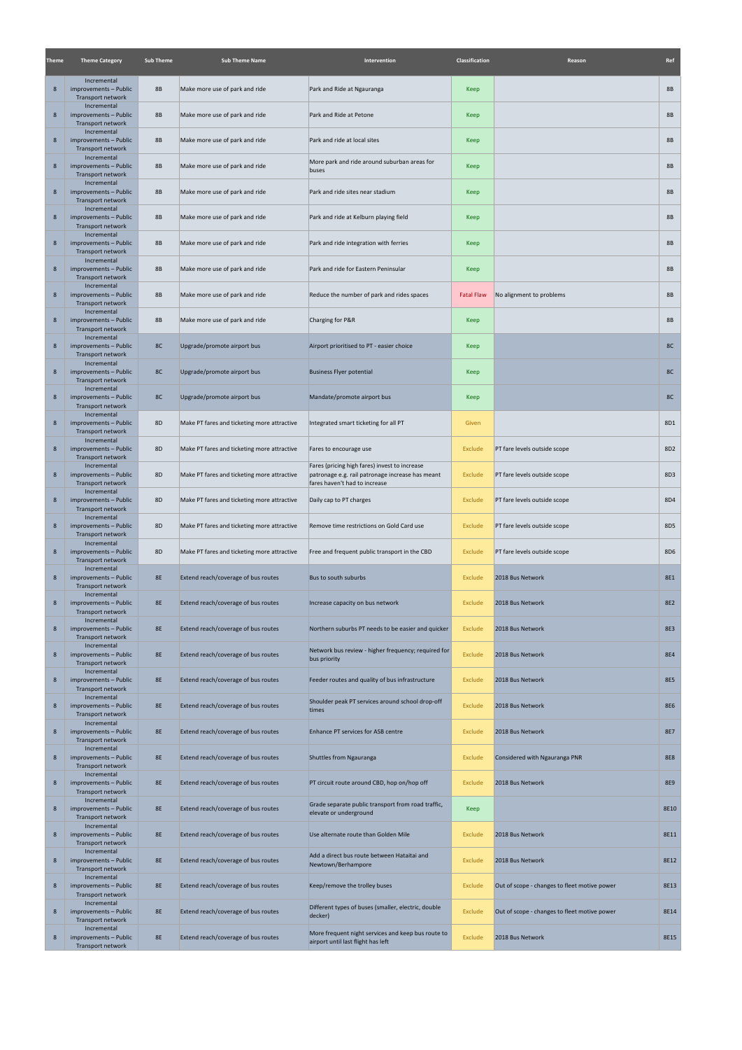| Theme | Theme Category | Sub Theme | Sub Theme Name | Intervention | Classification | Reason | Ref |
|---|---|---|---|---|---|---|---|
| 8 | Incremental improvements – Public Transport network | 8B | Make more use of park and ride | Park and Ride at Ngauranga | Keep | | 8B |
| 8 | Incremental improvements – Public Transport network | 8B | Make more use of park and ride | Park and Ride at Petone | Keep | | 8B |
| 8 | Incremental improvements – Public Transport network | 8B | Make more use of park and ride | Park and ride at local sites | Keep | | 8B |
| 8 | Incremental improvements – Public Transport network | 8B | Make more use of park and ride | More park and ride around suburban areas for buses | Keep | | 8B |
| 8 | Incremental improvements – Public Transport network | 8B | Make more use of park and ride | Park and ride sites near stadium | Keep | | 8B |
| 8 | Incremental improvements – Public Transport network | 8B | Make more use of park and ride | Park and ride at Kelburn playing field | Keep | | 8B |
| 8 | Incremental improvements – Public Transport network | 8B | Make more use of park and ride | Park and ride integration with ferries | Keep | | 8B |
| 8 | Incremental improvements – Public Transport network | 8B | Make more use of park and ride | Park and ride for Eastern Peninsular | Keep | | 8B |
| 8 | Incremental improvements – Public Transport network | 8B | Make more use of park and ride | Reduce the number of park and rides spaces | Fatal Flaw | No alignment to problems | 8B |
| 8 | Incremental improvements – Public Transport network | 8B | Make more use of park and ride | Charging for P&R | Keep | | 8B |
| 8 | Incremental improvements – Public Transport network | 8C | Upgrade/promote airport bus | Airport prioritised to PT - easier choice | Keep | | 8C |
| 8 | Incremental improvements – Public Transport network | 8C | Upgrade/promote airport bus | Business Flyer potential | Keep | | 8C |
| 8 | Incremental improvements – Public Transport network | 8C | Upgrade/promote airport bus | Mandate/promote airport bus | Keep | | 8C |
| 8 | Incremental improvements – Public Transport network | 8D | Make PT fares and ticketing more attractive | Integrated smart ticketing for all PT | Given | | 8D1 |
| 8 | Incremental improvements – Public Transport network | 8D | Make PT fares and ticketing more attractive | Fares to encourage use | Exclude | PT fare levels outside scope | 8D2 |
| 8 | Incremental improvements – Public Transport network | 8D | Make PT fares and ticketing more attractive | Fares (pricing high fares) invest to increase patronage e.g. rail patronage increase has meant fares haven't had to increase | Exclude | PT fare levels outside scope | 8D3 |
| 8 | Incremental improvements – Public Transport network | 8D | Make PT fares and ticketing more attractive | Daily cap to PT charges | Exclude | PT fare levels outside scope | 8D4 |
| 8 | Incremental improvements – Public Transport network | 8D | Make PT fares and ticketing more attractive | Remove time restrictions on Gold Card use | Exclude | PT fare levels outside scope | 8D5 |
| 8 | Incremental improvements – Public Transport network | 8D | Make PT fares and ticketing more attractive | Free and frequent public transport in the CBD | Exclude | PT fare levels outside scope | 8D6 |
| 8 | Incremental improvements – Public Transport network | 8E | Extend reach/coverage of bus routes | Bus to south suburbs | Exclude | 2018 Bus Network | 8E1 |
| 8 | Incremental improvements – Public Transport network | 8E | Extend reach/coverage of bus routes | Increase capacity on bus network | Exclude | 2018 Bus Network | 8E2 |
| 8 | Incremental improvements – Public Transport network | 8E | Extend reach/coverage of bus routes | Northern suburbs PT needs to be easier and quicker | Exclude | 2018 Bus Network | 8E3 |
| 8 | Incremental improvements – Public Transport network | 8E | Extend reach/coverage of bus routes | Network bus review - higher frequency; required for bus priority | Exclude | 2018 Bus Network | 8E4 |
| 8 | Incremental improvements – Public Transport network | 8E | Extend reach/coverage of bus routes | Feeder routes and quality of bus infrastructure | Exclude | 2018 Bus Network | 8E5 |
| 8 | Incremental improvements – Public Transport network | 8E | Extend reach/coverage of bus routes | Shoulder peak PT services around school drop-off times | Exclude | 2018 Bus Network | 8E6 |
| 8 | Incremental improvements – Public Transport network | 8E | Extend reach/coverage of bus routes | Enhance PT services for ASB centre | Exclude | 2018 Bus Network | 8E7 |
| 8 | Incremental improvements – Public Transport network | 8E | Extend reach/coverage of bus routes | Shuttles from Ngauranga | Exclude | Considered with Ngauranga PNR | 8E8 |
| 8 | Incremental improvements – Public Transport network | 8E | Extend reach/coverage of bus routes | PT circuit route around CBD, hop on/hop off | Exclude | 2018 Bus Network | 8E9 |
| 8 | Incremental improvements – Public Transport network | 8E | Extend reach/coverage of bus routes | Grade separate public transport from road traffic, elevate or underground | Keep | | 8E10 |
| 8 | Incremental improvements – Public Transport network | 8E | Extend reach/coverage of bus routes | Use alternate route than Golden Mile | Exclude | 2018 Bus Network | 8E11 |
| 8 | Incremental improvements – Public Transport network | 8E | Extend reach/coverage of bus routes | Add a direct bus route between Hataitai and Newtown/Berhampore | Exclude | 2018 Bus Network | 8E12 |
| 8 | Incremental improvements – Public Transport network | 8E | Extend reach/coverage of bus routes | Keep/remove the trolley buses | Exclude | Out of scope - changes to fleet motive power | 8E13 |
| 8 | Incremental improvements – Public Transport network | 8E | Extend reach/coverage of bus routes | Different types of buses (smaller, electric, double decker) | Exclude | Out of scope - changes to fleet motive power | 8E14 |
| 8 | Incremental improvements – Public Transport network | 8E | Extend reach/coverage of bus routes | More frequent night services and keep bus route to airport until last flight has left | Exclude | 2018 Bus Network | 8E15 |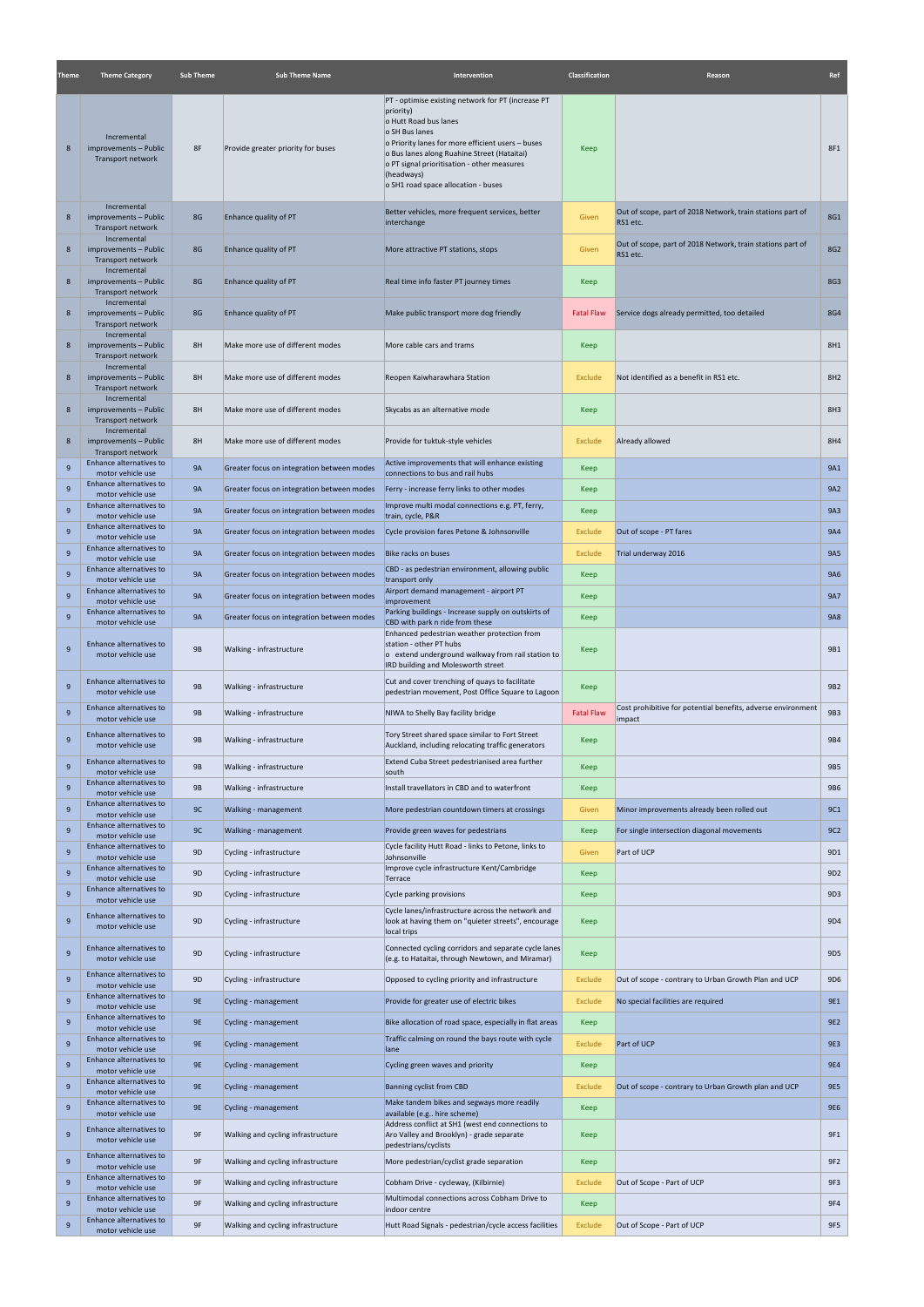| Theme | Theme Category | Sub Theme | Sub Theme Name | Intervention | Classification | Reason | Ref |
|---|---|---|---|---|---|---|---|
| 8 | Incremental improvements – Public Transport network | 8F | Provide greater priority for buses | PT - optimise existing network for PT (increase PT priority)<br>o Hutt Road bus lanes<br>o SH Bus lanes<br>o Priority lanes for more efficient users – buses<br>o Bus lanes along Ruahine Street (Hataitai)<br>o PT signal prioritisation - other measures (headways)<br>o SH1 road space allocation - buses | Keep | | 8F1 |
| 8 | Incremental improvements – Public Transport network | 8G | Enhance quality of PT | Better vehicles, more frequent services, better interchange | Given | Out of scope, part of 2018 Network, train stations part of RS1 etc. | 8G1 |
| 8 | Incremental improvements – Public Transport network | 8G | Enhance quality of PT | More attractive PT stations, stops | Given | Out of scope, part of 2018 Network, train stations part of RS1 etc. | 8G2 |
| 8 | Incremental improvements – Public Transport network | 8G | Enhance quality of PT | Real time info faster PT journey times | Keep | | 8G3 |
| 8 | Incremental improvements – Public Transport network | 8G | Enhance quality of PT | Make public transport more dog friendly | Fatal Flaw | Service dogs already permitted, too detailed | 8G4 |
| 8 | Incremental improvements – Public Transport network | 8H | Make more use of different modes | More cable cars and trams | Keep | | 8H1 |
| 8 | Incremental improvements – Public Transport network | 8H | Make more use of different modes | Reopen Kaiwharawhara Station | Exclude | Not identified as a benefit in RS1 etc. | 8H2 |
| 8 | Incremental improvements – Public Transport network | 8H | Make more use of different modes | Skycabs as an alternative mode | Keep | | 8H3 |
| 8 | Incremental improvements – Public Transport network | 8H | Make more use of different modes | Provide for tuktuk-style vehicles | Exclude | Already allowed | 8H4 |
| 9 | Enhance alternatives to motor vehicle use | 9A | Greater focus on integration between modes | Active improvements that will enhance existing connections to bus and rail hubs | Keep | | 9A1 |
| 9 | Enhance alternatives to motor vehicle use | 9A | Greater focus on integration between modes | Ferry - increase ferry links to other modes | Keep | | 9A2 |
| 9 | Enhance alternatives to motor vehicle use | 9A | Greater focus on integration between modes | Improve multi modal connections e.g. PT, ferry, train, cycle, P&R | Keep | | 9A3 |
| 9 | Enhance alternatives to motor vehicle use | 9A | Greater focus on integration between modes | Cycle provision fares Petone & Johnsonville | Exclude | Out of scope - PT fares | 9A4 |
| 9 | Enhance alternatives to motor vehicle use | 9A | Greater focus on integration between modes | Bike racks on buses | Exclude | Trial underway 2016 | 9A5 |
| 9 | Enhance alternatives to motor vehicle use | 9A | Greater focus on integration between modes | CBD - as pedestrian environment, allowing public transport only | Keep | | 9A6 |
| 9 | Enhance alternatives to motor vehicle use | 9A | Greater focus on integration between modes | Airport demand management - airport PT improvement | Keep | | 9A7 |
| 9 | Enhance alternatives to motor vehicle use | 9A | Greater focus on integration between modes | Parking buildings - Increase supply on outskirts of CBD with park n ride from these | Keep | | 9A8 |
| 9 | Enhance alternatives to motor vehicle use | 9B | Walking - infrastructure | Enhanced pedestrian weather protection from station - other PT hubs<br>o extend underground walkway from rail station to IRD building and Molesworth street | Keep | | 9B1 |
| 9 | Enhance alternatives to motor vehicle use | 9B | Walking - infrastructure | Cut and cover trenching of quays to facilitate pedestrian movement, Post Office Square to Lagoon | Keep | | 9B2 |
| 9 | Enhance alternatives to motor vehicle use | 9B | Walking - infrastructure | NIWA to Shelly Bay facility bridge | Fatal Flaw | Cost prohibitive for potential benefits, adverse environment impact | 9B3 |
| 9 | Enhance alternatives to motor vehicle use | 9B | Walking - infrastructure | Tory Street shared space similar to Fort Street Auckland, including relocating traffic generators | Keep | | 9B4 |
| 9 | Enhance alternatives to motor vehicle use | 9B | Walking - infrastructure | Extend Cuba Street pedestrianised area further south | Keep | | 9B5 |
| 9 | Enhance alternatives to motor vehicle use | 9B | Walking - infrastructure | Install travellators in CBD and to waterfront | Keep | | 9B6 |
| 9 | Enhance alternatives to motor vehicle use | 9C | Walking - management | More pedestrian countdown timers at crossings | Given | Minor improvements already been rolled out | 9C1 |
| 9 | Enhance alternatives to motor vehicle use | 9C | Walking - management | Provide green waves for pedestrians | Keep | For single intersection diagonal movements | 9C2 |
| 9 | Enhance alternatives to motor vehicle use | 9D | Cycling - infrastructure | Cycle facility Hutt Road - links to Petone, links to Johnsonville | Given | Part of UCP | 9D1 |
| 9 | Enhance alternatives to motor vehicle use | 9D | Cycling - infrastructure | Improve cycle infrastructure Kent/Cambridge Terrace | Keep | | 9D2 |
| 9 | Enhance alternatives to motor vehicle use | 9D | Cycling - infrastructure | Cycle parking provisions | Keep | | 9D3 |
| 9 | Enhance alternatives to motor vehicle use | 9D | Cycling - infrastructure | Cycle lanes/infrastructure across the network and look at having them on "quieter streets", encourage local trips | Keep | | 9D4 |
| 9 | Enhance alternatives to motor vehicle use | 9D | Cycling - infrastructure | Connected cycling corridors and separate cycle lanes (e.g. to Hataitai, through Newtown, and Miramar) | Keep | | 9D5 |
| 9 | Enhance alternatives to motor vehicle use | 9D | Cycling - infrastructure | Opposed to cycling priority and infrastructure | Exclude | Out of scope - contrary to Urban Growth Plan and UCP | 9D6 |
| 9 | Enhance alternatives to motor vehicle use | 9E | Cycling - management | Provide for greater use of electric bikes | Exclude | No special facilities are required | 9E1 |
| 9 | Enhance alternatives to motor vehicle use | 9E | Cycling - management | Bike allocation of road space, especially in flat areas | Keep | | 9E2 |
| 9 | Enhance alternatives to motor vehicle use | 9E | Cycling - management | Traffic calming on round the bays route with cycle lane | Exclude | Part of UCP | 9E3 |
| 9 | Enhance alternatives to motor vehicle use | 9E | Cycling - management | Cycling green waves and priority | Keep | | 9E4 |
| 9 | Enhance alternatives to motor vehicle use | 9E | Cycling - management | Banning cyclist from CBD | Exclude | Out of scope - contrary to Urban Growth plan and UCP | 9E5 |
| 9 | Enhance alternatives to motor vehicle use | 9E | Cycling - management | Make tandem bikes and segways more readily available (e.g.. hire scheme) | Keep | | 9E6 |
| 9 | Enhance alternatives to motor vehicle use | 9F | Walking and cycling infrastructure | Address conflict at SH1 (west end connections to Aro Valley and Brooklyn) - grade separate pedestrians/cyclists | Keep | | 9F1 |
| 9 | Enhance alternatives to motor vehicle use | 9F | Walking and cycling infrastructure | More pedestrian/cyclist grade separation | Keep | | 9F2 |
| 9 | Enhance alternatives to motor vehicle use | 9F | Walking and cycling infrastructure | Cobham Drive - cycleway, (Kilbirnie) | Exclude | Out of Scope - Part of UCP | 9F3 |
| 9 | Enhance alternatives to motor vehicle use | 9F | Walking and cycling infrastructure | Multimodal connections across Cobham Drive to indoor centre | Keep | | 9F4 |
| 9 | Enhance alternatives to motor vehicle use | 9F | Walking and cycling infrastructure | Hutt Road Signals - pedestrian/cycle access facilities | Exclude | Out of Scope - Part of UCP | 9F5 |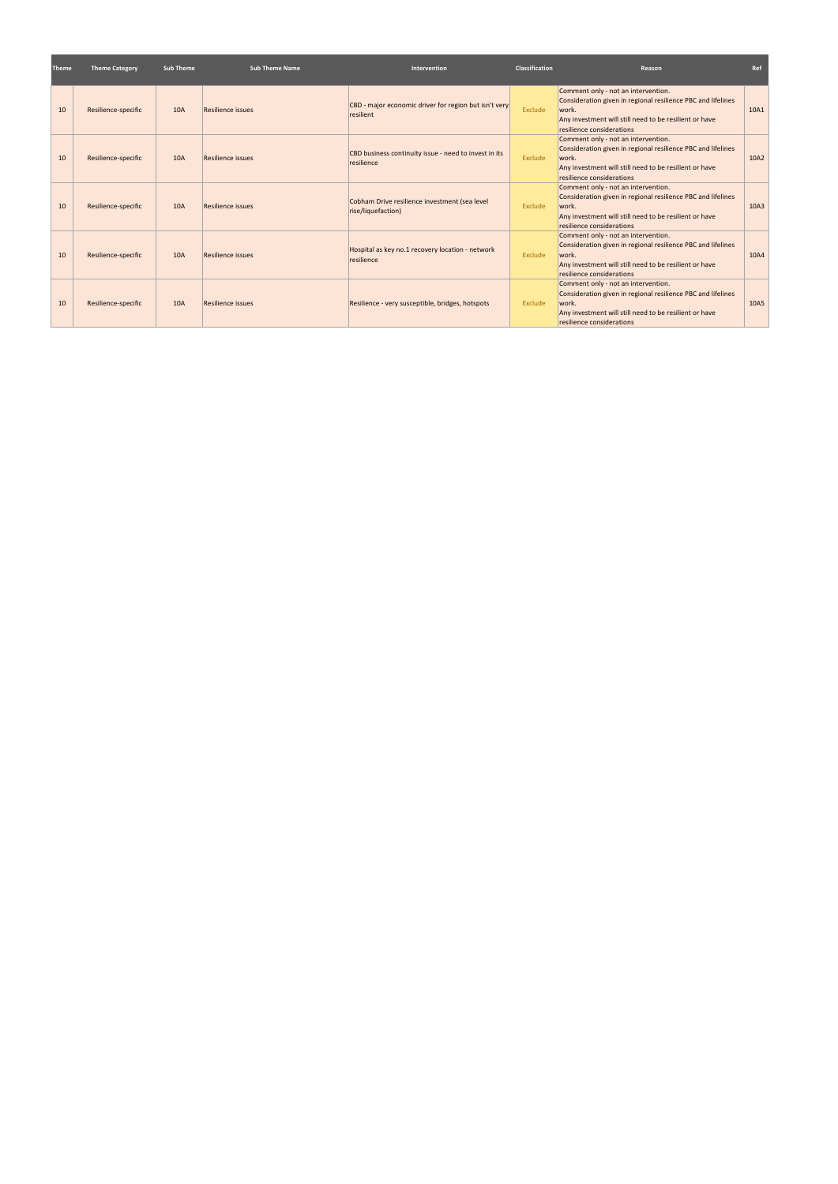| Theme | Theme Category | Sub Theme | Sub Theme Name | Intervention | Classification | Reason | Ref |
|---|---|---|---|---|---|---|---|
| 10 | Resilience-specific | 10A | Resilience issues | CBD - major economic driver for region but isn't very resilient | Exclude | Comment only - not an intervention.<br>Consideration given in regional resilience PBC and lifelines work.<br>Any investment will still need to be resilient or have resilience considerations | 10A1 |
| 10 | Resilience-specific | 10A | Resilience issues | CBD business continuity issue - need to invest in its resilience | Exclude | Comment only - not an intervention.<br>Consideration given in regional resilience PBC and lifelines work.<br>Any investment will still need to be resilient or have resilience considerations | 10A2 |
| 10 | Resilience-specific | 10A | Resilience issues | Cobham Drive resilience investment (sea level rise/liquefaction) | Exclude | Comment only - not an intervention.<br>Consideration given in regional resilience PBC and lifelines work.<br>Any investment will still need to be resilient or have resilience considerations | 10A3 |
| 10 | Resilience-specific | 10A | Resilience issues | Hospital as key no.1 recovery location - network resilience | Exclude | Comment only - not an intervention.<br>Consideration given in regional resilience PBC and lifelines work.<br>Any investment will still need to be resilient or have resilience considerations | 10A4 |
| 10 | Resilience-specific | 10A | Resilience issues | Resilience - very susceptible, bridges, hotspots | Exclude | Comment only - not an intervention.<br>Consideration given in regional resilience PBC and lifelines work.<br>Any investment will still need to be resilient or have resilience considerations | 10A5 |